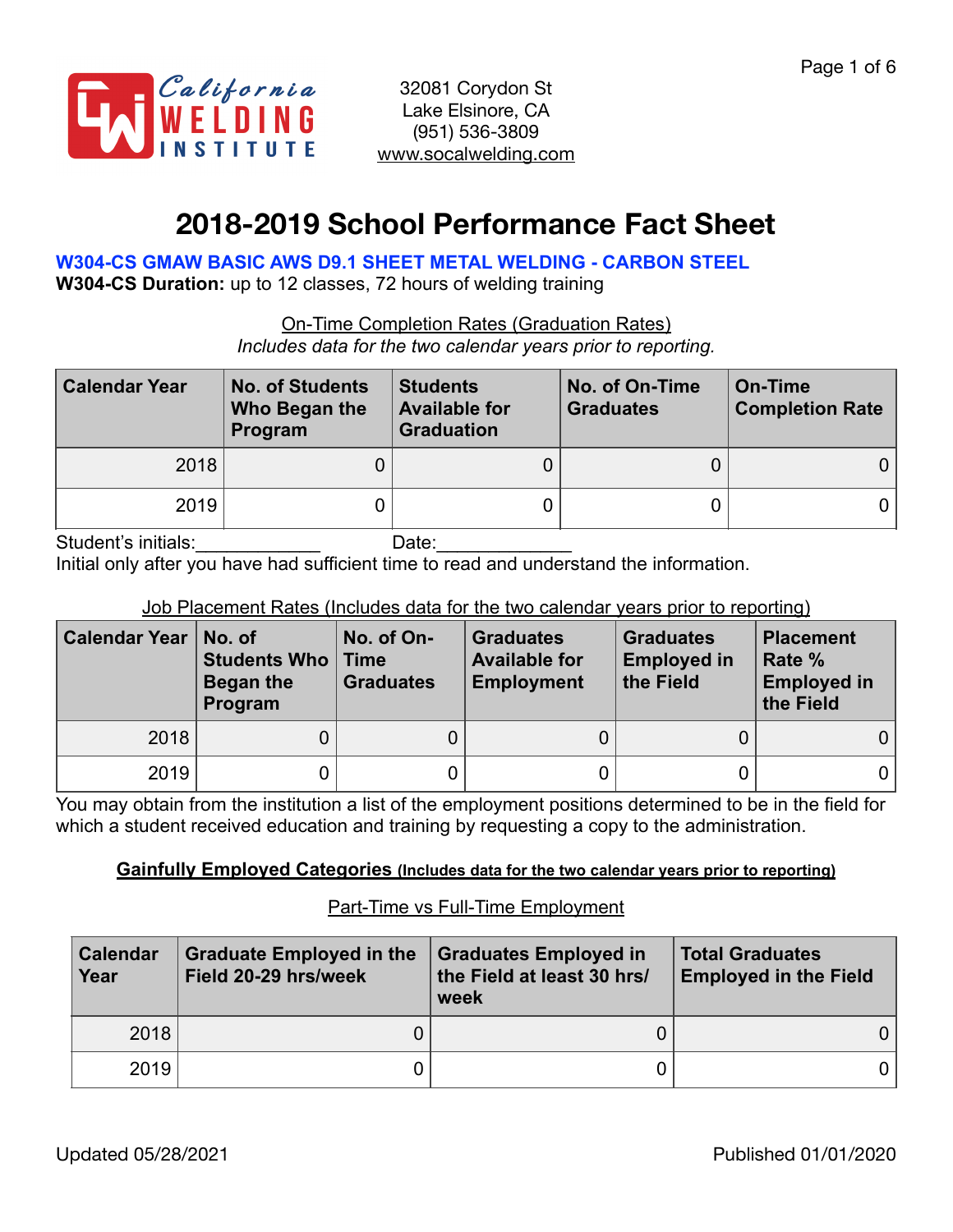California WELDING INSTITUTE

32081 Corydon St
Lake Elsinore, CA
(951) 536-3809
www.socalwelding.com

# 2018-2019 School Performance Fact Sheet

**W304-CS GMAW BASIC AWS D9.1 SHEET METAL WELDING - CARBON STEEL**

**W304-CS Duration:** up to 12 classes, 72 hours of welding training

On-Time Completion Rates (Graduation Rates)

*Includes data for the two calendar years prior to reporting.*

| Calendar Year | No. of Students Who Began the Program | Students Available for Graduation | No. of On-Time Graduates | On-Time Completion Rate |
|---|---|---|---|---|
| 2018 | 0 | 0 | 0 | 0 |
| 2019 | 0 | 0 | 0 | 0 |

Student's initials:____________ Date:_____________

Initial only after you have had sufficient time to read and understand the information.

Job Placement Rates (Includes data for the two calendar years prior to reporting)

| Calendar Year | No. of Students Who Began the Program | No. of On-Time Graduates | Graduates Available for Employment | Graduates Employed in the Field | Placement Rate % Employed in the Field |
|---|---|---|---|---|---|
| 2018 | 0 | 0 | 0 | 0 | 0 |
| 2019 | 0 | 0 | 0 | 0 | 0 |

You may obtain from the institution a list of the employment positions determined to be in the field for which a student received education and training by requesting a copy to the administration.

**Gainfully Employed Categories (Includes data for the two calendar years prior to reporting)**

Part-Time vs Full-Time Employment

| Calendar Year | Graduate Employed in the Field 20-29 hrs/week | Graduates Employed in the Field at least 30 hrs/week | Total Graduates Employed in the Field |
|---|---|---|---|
| 2018 | 0 | 0 | 0 |
| 2019 | 0 | 0 | 0 |

Updated 05/28/2021 Published 01/01/2020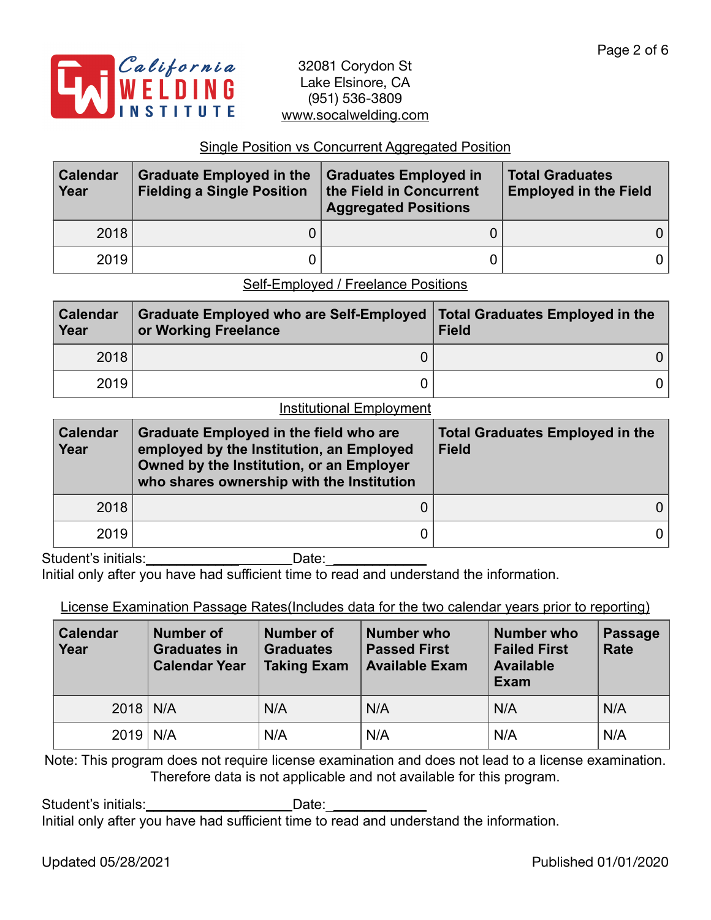California WELDING INSTITUTE

32081 Corydon St
Lake Elsinore, CA
(951) 536-3809
www.socalwelding.com

Single Position vs Concurrent Aggregated Position

| Calendar Year | Graduate Employed in the Fielding a Single Position | Graduates Employed in the Field in Concurrent Aggregated Positions | Total Graduates Employed in the Field |
|---|---|---|---|
| 2018 | 0 | 0 | 0 |
| 2019 | 0 | 0 | 0 |

Self-Employed / Freelance Positions

| Calendar Year | Graduate Employed who are Self-Employed or Working Freelance | Total Graduates Employed in the Field |
|---|---|---|
| 2018 | 0 | 0 |
| 2019 | 0 | 0 |

Institutional Employment

| Calendar Year | Graduate Employed in the field who are employed by the Institution, an Employed Owned by the Institution, or an Employer who shares ownership with the Institution | Total Graduates Employed in the Field |
|---|---|---|
| 2018 | 0 | 0 |
| 2019 | 0 | 0 |

Student's initials:____________________Date:____________
Initial only after you have had sufficient time to read and understand the information.

License Examination Passage Rates(Includes data for the two calendar years prior to reporting)

| Calendar Year | Number of Graduates in Calendar Year | Number of Graduates Taking Exam | Number who Passed First Available Exam | Number who Failed First Available Exam | Passage Rate |
|---|---|---|---|---|---|
| 2018 | N/A | N/A | N/A | N/A | N/A |
| 2019 | N/A | N/A | N/A | N/A | N/A |

Note: This program does not require license examination and does not lead to a license examination. Therefore data is not applicable and not available for this program.

Student's initials:____________________Date:____________
Initial only after you have had sufficient time to read and understand the information.

Updated 05/28/2021

Published 01/01/2020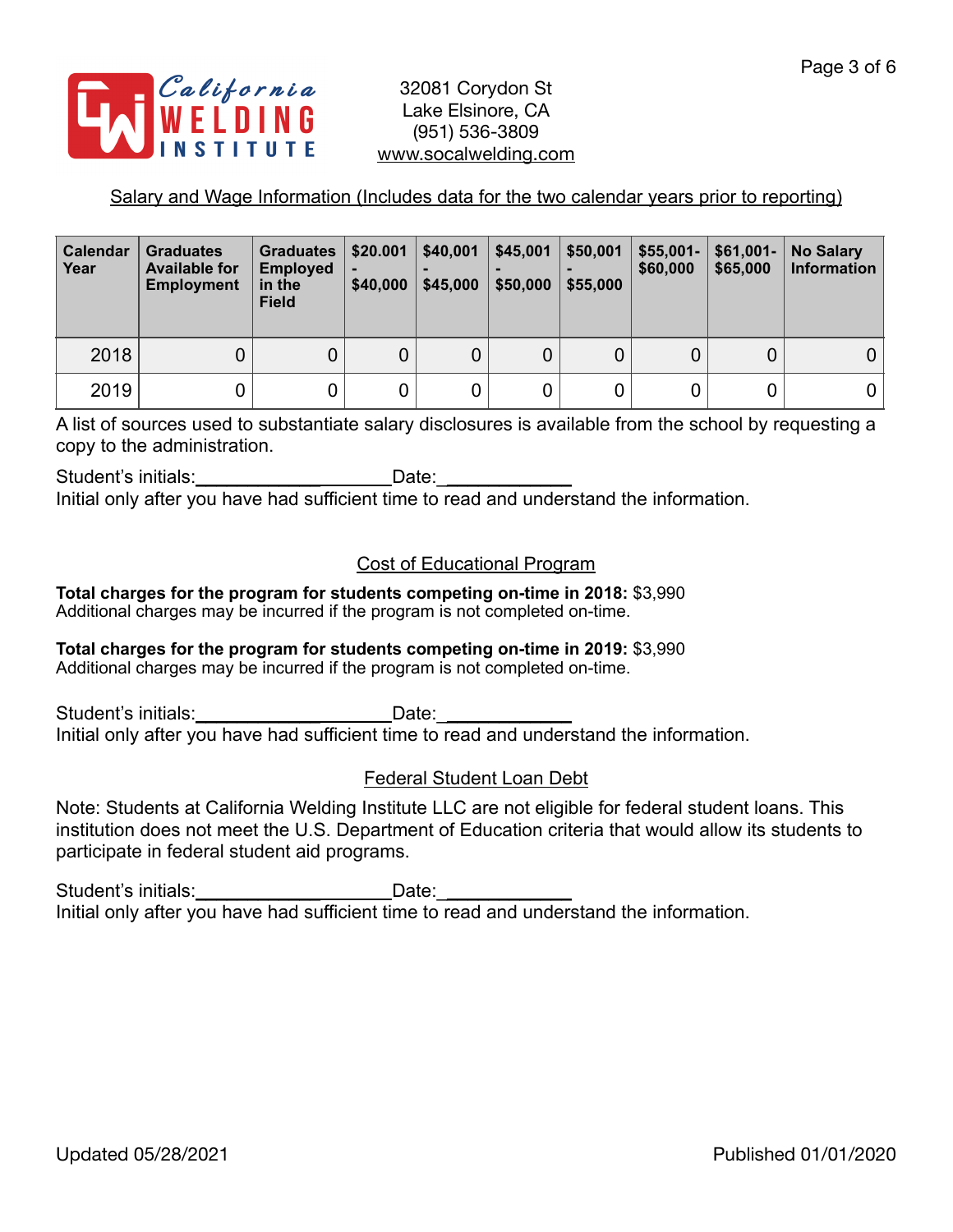32081 Corydon St
Lake Elsinore, CA
(951) 536-3809
www.socalwelding.com

## Salary and Wage Information (Includes data for the two calendar years prior to reporting)

| Calendar Year | Graduates Available for Employment | Graduates Employed in the Field | $20.001 - $40,000 | $40,001 - $45,000 | $45,001 - $50,000 | $50,001 - $55,000 | $55,001- $60,000 | $61,001- $65,000 | No Salary Information |
|---|---|---|---|---|---|---|---|---|---|
| 2018 | 0 | 0 | 0 | 0 | 0 | 0 | 0 | 0 | 0 |
| 2019 | 0 | 0 | 0 | 0 | 0 | 0 | 0 | 0 | 0 |

A list of sources used to substantiate salary disclosures is available from the school by requesting a copy to the administration.

Student's initials:___________________Date:____________
Initial only after you have had sufficient time to read and understand the information.

## Cost of Educational Program

**Total charges for the program for students competing on-time in 2018:** $3,990
Additional charges may be incurred if the program is not completed on-time.

**Total charges for the program for students competing on-time in 2019:** $3,990
Additional charges may be incurred if the program is not completed on-time.

Student's initials:___________________Date:____________
Initial only after you have had sufficient time to read and understand the information.

## Federal Student Loan Debt

Note: Students at California Welding Institute LLC are not eligible for federal student loans. This institution does not meet the U.S. Department of Education criteria that would allow its students to participate in federal student aid programs.

Student's initials:___________________Date:____________
Initial only after you have had sufficient time to read and understand the information.

Updated 05/28/2021 Published 01/01/2020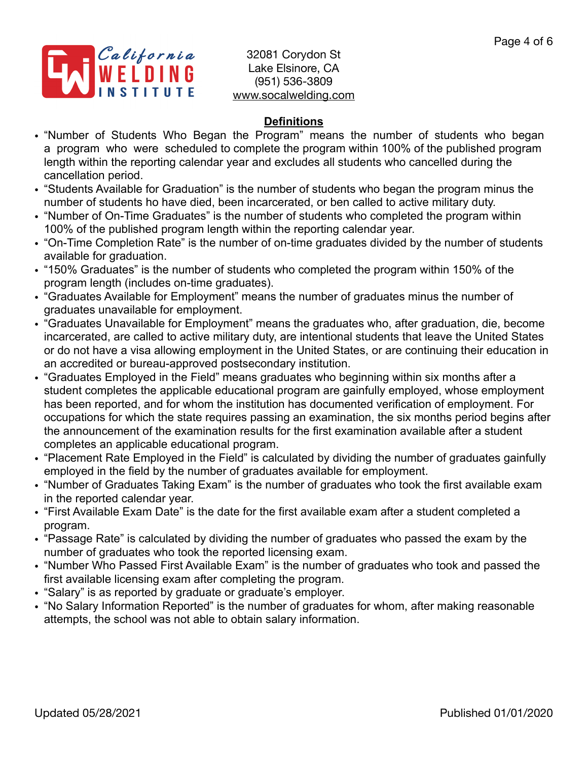32081 Corydon St
Lake Elsinore, CA
(951) 536-3809
www.socalwelding.com

## Definitions

- "Number of Students Who Began the Program" means the number of students who began a program who were scheduled to complete the program within 100% of the published program length within the reporting calendar year and excludes all students who cancelled during the cancellation period.
- "Students Available for Graduation" is the number of students who began the program minus the number of students ho have died, been incarcerated, or ben called to active military duty.
- "Number of On-Time Graduates" is the number of students who completed the program within 100% of the published program length within the reporting calendar year.
- "On-Time Completion Rate" is the number of on-time graduates divided by the number of students available for graduation.
- "150% Graduates" is the number of students who completed the program within 150% of the program length (includes on-time graduates).
- "Graduates Available for Employment" means the number of graduates minus the number of graduates unavailable for employment.
- "Graduates Unavailable for Employment" means the graduates who, after graduation, die, become incarcerated, are called to active military duty, are intentional students that leave the United States or do not have a visa allowing employment in the United States, or are continuing their education in an accredited or bureau-approved postsecondary institution.
- "Graduates Employed in the Field" means graduates who beginning within six months after a student completes the applicable educational program are gainfully employed, whose employment has been reported, and for whom the institution has documented verification of employment. For occupations for which the state requires passing an examination, the six months period begins after the announcement of the examination results for the first examination available after a student completes an applicable educational program.
- "Placement Rate Employed in the Field" is calculated by dividing the number of graduates gainfully employed in the field by the number of graduates available for employment.
- "Number of Graduates Taking Exam" is the number of graduates who took the first available exam in the reported calendar year.
- "First Available Exam Date" is the date for the first available exam after a student completed a program.
- "Passage Rate" is calculated by dividing the number of graduates who passed the exam by the number of graduates who took the reported licensing exam.
- "Number Who Passed First Available Exam" is the number of graduates who took and passed the first available licensing exam after completing the program.
- "Salary" is as reported by graduate or graduate's employer.
- "No Salary Information Reported" is the number of graduates for whom, after making reasonable attempts, the school was not able to obtain salary information.

Updated 05/28/2021 Published 01/01/2020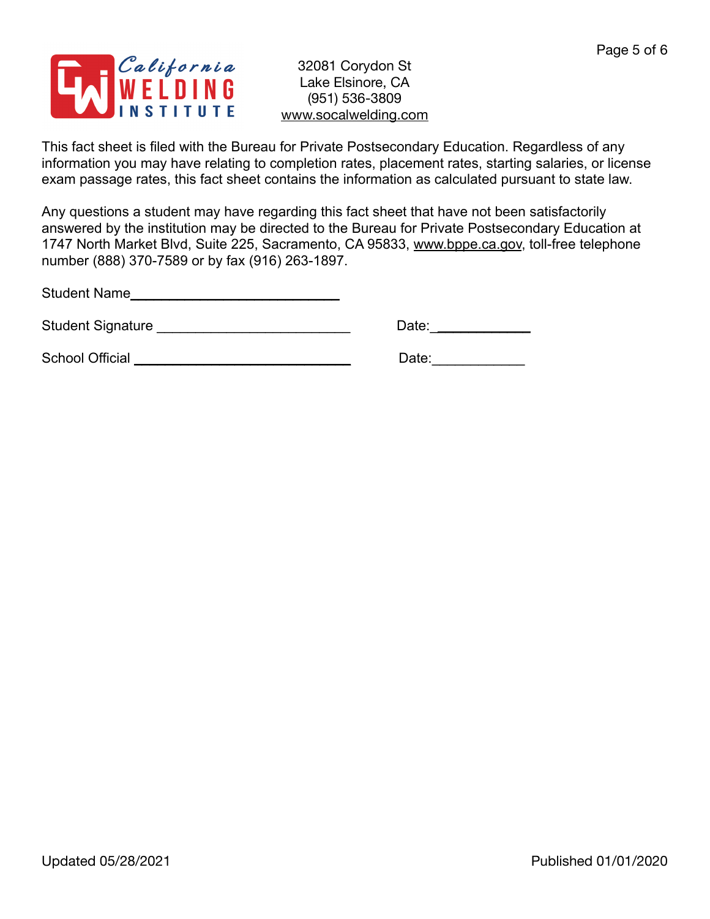32081 Corydon St
Lake Elsinore, CA
(951) 536-3809
www.socalwelding.com

This fact sheet is filed with the Bureau for Private Postsecondary Education. Regardless of any information you may have relating to completion rates, placement rates, starting salaries, or license exam passage rates, this fact sheet contains the information as calculated pursuant to state law.

Any questions a student may have regarding this fact sheet that have not been satisfactorily answered by the institution may be directed to the Bureau for Private Postsecondary Education at 1747 North Market Blvd, Suite 225, Sacramento, CA 95833, www.bppe.ca.gov, toll-free telephone number (888) 370-7589 or by fax (916) 263-1897.

Student Name____________________________

Student Signature __________________________ Date:____________

School Official ____________________________ Date:____________

Updated 05/28/2021

Published 01/01/2020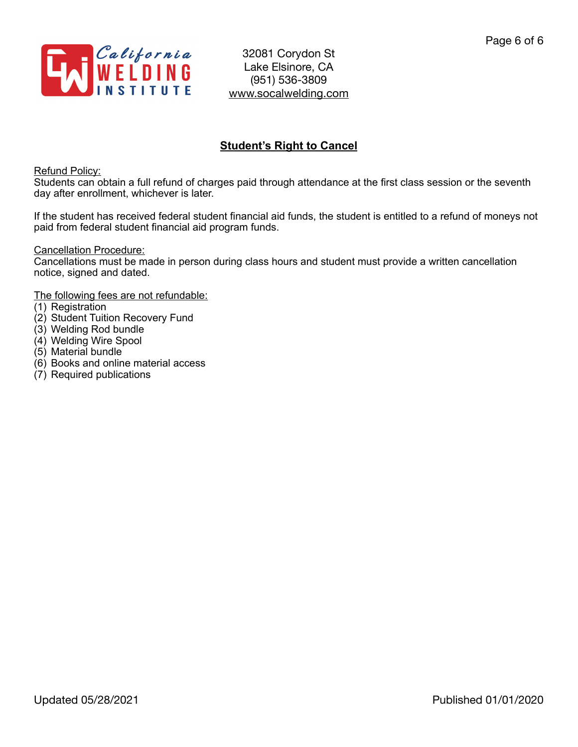32081 Corydon St
Lake Elsinore, CA
(951) 536-3809
www.socalwelding.com

## Student's Right to Cancel

Refund Policy:
Students can obtain a full refund of charges paid through attendance at the first class session or the seventh day after enrollment, whichever is later.

If the student has received federal student financial aid funds, the student is entitled to a refund of moneys not paid from federal student financial aid program funds.

Cancellation Procedure:
Cancellations must be made in person during class hours and student must provide a written cancellation notice, signed and dated.

The following fees are not refundable:

(1) Registration
(2) Student Tuition Recovery Fund
(3) Welding Rod bundle
(4) Welding Wire Spool
(5) Material bundle
(6) Books and online material access
(7) Required publications

Updated 05/28/2021

Published 01/01/2020